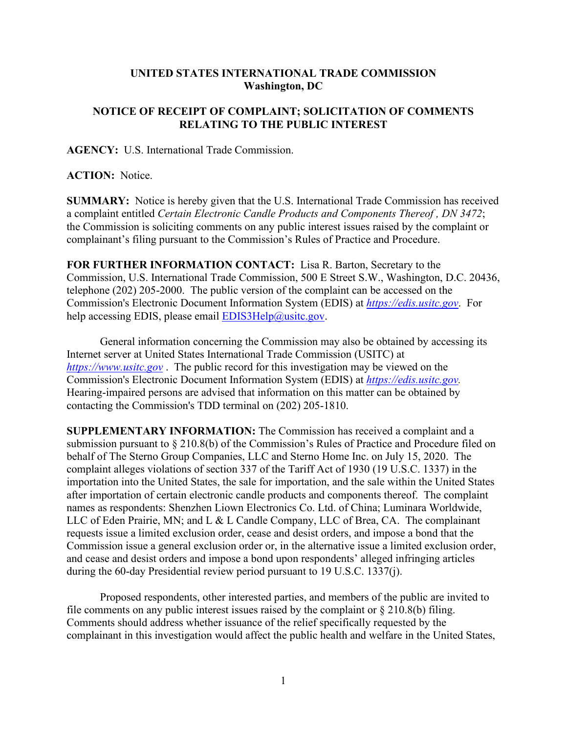**UNITED STATES INTERNATIONAL TRADE COMMISSION**
**Washington, DC**

**NOTICE OF RECEIPT OF COMPLAINT; SOLICITATION OF COMMENTS RELATING TO THE PUBLIC INTEREST**

**AGENCY:** U.S. International Trade Commission.

**ACTION:** Notice.

**SUMMARY:** Notice is hereby given that the U.S. International Trade Commission has received a complaint entitled *Certain Electronic Candle Products and Components Thereof , DN 3472*; the Commission is soliciting comments on any public interest issues raised by the complaint or complainant's filing pursuant to the Commission's Rules of Practice and Procedure.

**FOR FURTHER INFORMATION CONTACT:** Lisa R. Barton, Secretary to the Commission, U.S. International Trade Commission, 500 E Street S.W., Washington, D.C. 20436, telephone (202) 205-2000. The public version of the complaint can be accessed on the Commission's Electronic Document Information System (EDIS) at *https://edis.usitc.gov*. For help accessing EDIS, please email EDIS3Help@usitc.gov.

General information concerning the Commission may also be obtained by accessing its Internet server at United States International Trade Commission (USITC) at *https://www.usitc.gov* . The public record for this investigation may be viewed on the Commission's Electronic Document Information System (EDIS) at *https://edis.usitc.gov.* Hearing-impaired persons are advised that information on this matter can be obtained by contacting the Commission's TDD terminal on (202) 205-1810.

**SUPPLEMENTARY INFORMATION:** The Commission has received a complaint and a submission pursuant to § 210.8(b) of the Commission's Rules of Practice and Procedure filed on behalf of The Sterno Group Companies, LLC and Sterno Home Inc. on July 15, 2020. The complaint alleges violations of section 337 of the Tariff Act of 1930 (19 U.S.C. 1337) in the importation into the United States, the sale for importation, and the sale within the United States after importation of certain electronic candle products and components thereof. The complaint names as respondents: Shenzhen Liown Electronics Co. Ltd. of China; Luminara Worldwide, LLC of Eden Prairie, MN; and L & L Candle Company, LLC of Brea, CA. The complainant requests issue a limited exclusion order, cease and desist orders, and impose a bond that the Commission issue a general exclusion order or, in the alternative issue a limited exclusion order, and cease and desist orders and impose a bond upon respondents' alleged infringing articles during the 60-day Presidential review period pursuant to 19 U.S.C. 1337(j).

Proposed respondents, other interested parties, and members of the public are invited to file comments on any public interest issues raised by the complaint or § 210.8(b) filing. Comments should address whether issuance of the relief specifically requested by the complainant in this investigation would affect the public health and welfare in the United States,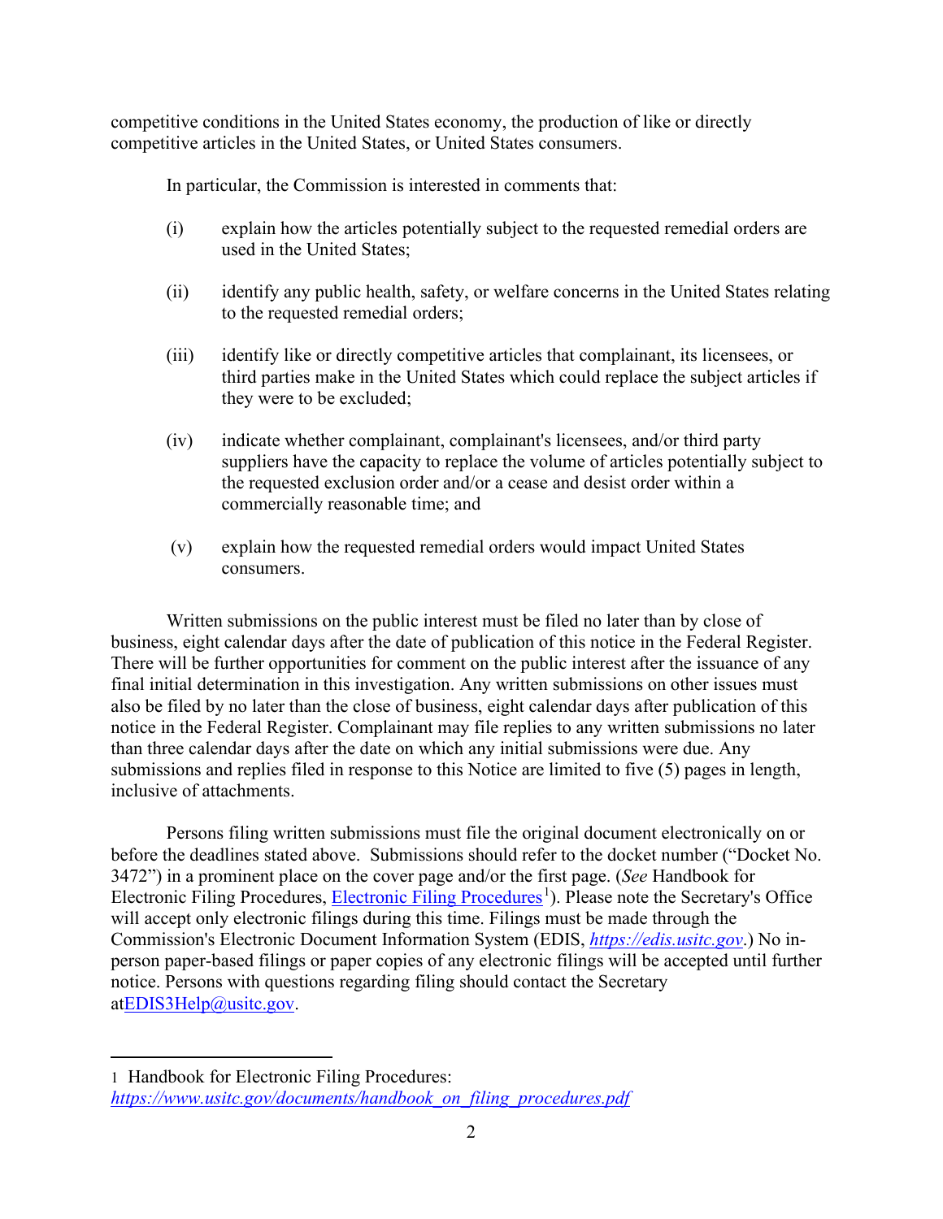competitive conditions in the United States economy, the production of like or directly competitive articles in the United States, or United States consumers.

In particular, the Commission is interested in comments that:

(i) explain how the articles potentially subject to the requested remedial orders are used in the United States;

(ii) identify any public health, safety, or welfare concerns in the United States relating to the requested remedial orders;

(iii) identify like or directly competitive articles that complainant, its licensees, or third parties make in the United States which could replace the subject articles if they were to be excluded;

(iv) indicate whether complainant, complainant's licensees, and/or third party suppliers have the capacity to replace the volume of articles potentially subject to the requested exclusion order and/or a cease and desist order within a commercially reasonable time; and

(v) explain how the requested remedial orders would impact United States consumers.

Written submissions on the public interest must be filed no later than by close of business, eight calendar days after the date of publication of this notice in the Federal Register. There will be further opportunities for comment on the public interest after the issuance of any final initial determination in this investigation. Any written submissions on other issues must also be filed by no later than the close of business, eight calendar days after publication of this notice in the Federal Register. Complainant may file replies to any written submissions no later than three calendar days after the date on which any initial submissions were due. Any submissions and replies filed in response to this Notice are limited to five (5) pages in length, inclusive of attachments.

Persons filing written submissions must file the original document electronically on or before the deadlines stated above. Submissions should refer to the docket number ("Docket No. 3472") in a prominent place on the cover page and/or the first page. (*See* Handbook for Electronic Filing Procedures, Electronic Filing Procedures[1]). Please note the Secretary's Office will accept only electronic filings during this time. Filings must be made through the Commission's Electronic Document Information System (EDIS, *https://edis.usitc.gov*.) No in-person paper-based filings or paper copies of any electronic filings will be accepted until further notice. Persons with questions regarding filing should contact the Secretary atEDIS3Help@usitc.gov.

---

1 Handbook for Electronic Filing Procedures: *https://www.usitc.gov/documents/handbook_on_filing_procedures.pdf*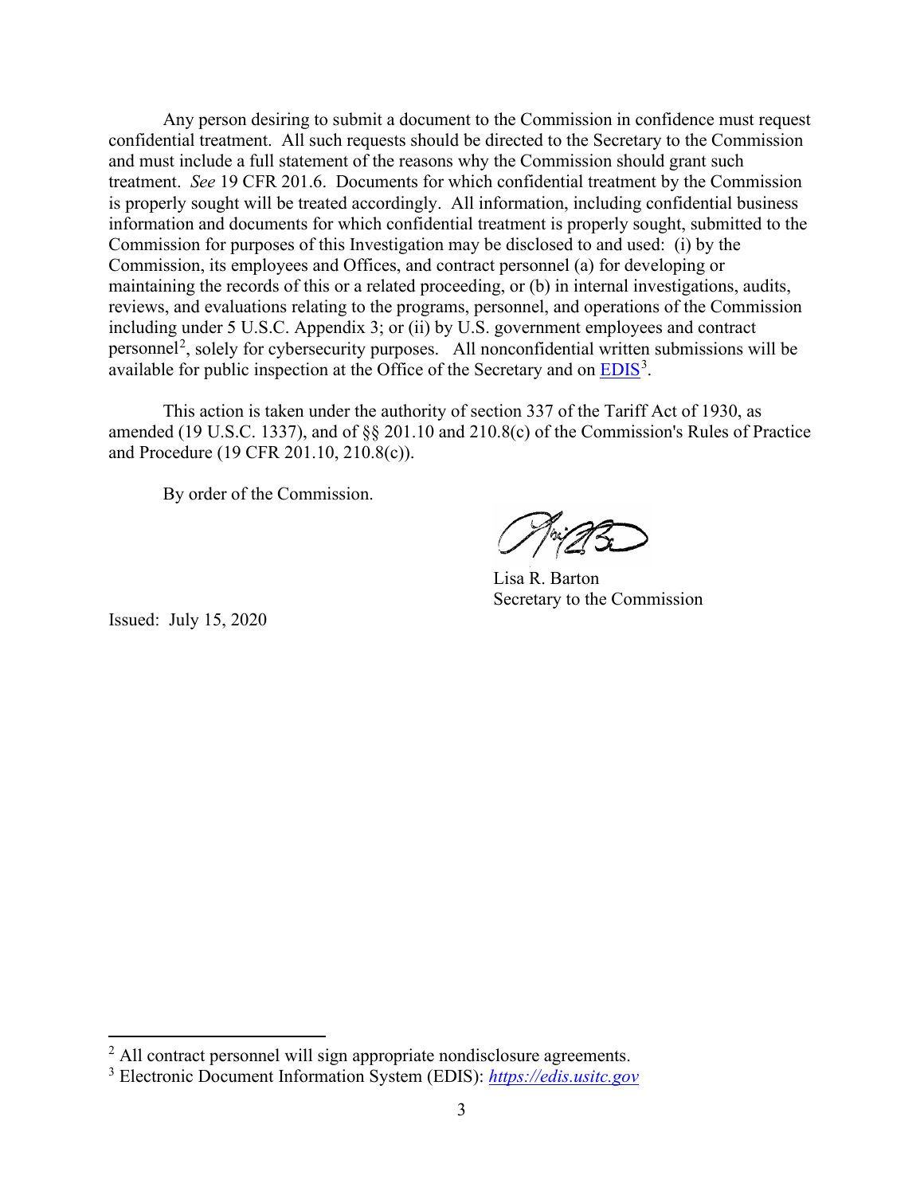Any person desiring to submit a document to the Commission in confidence must request confidential treatment. All such requests should be directed to the Secretary to the Commission and must include a full statement of the reasons why the Commission should grant such treatment. *See* 19 CFR 201.6. Documents for which confidential treatment by the Commission is properly sought will be treated accordingly. All information, including confidential business information and documents for which confidential treatment is properly sought, submitted to the Commission for purposes of this Investigation may be disclosed to and used: (i) by the Commission, its employees and Offices, and contract personnel (a) for developing or maintaining the records of this or a related proceeding, or (b) in internal investigations, audits, reviews, and evaluations relating to the programs, personnel, and operations of the Commission including under 5 U.S.C. Appendix 3; or (ii) by U.S. government employees and contract personnel[2], solely for cybersecurity purposes. All nonconfidential written submissions will be available for public inspection at the Office of the Secretary and on EDIS[3].

This action is taken under the authority of section 337 of the Tariff Act of 1930, as amended (19 U.S.C. 1337), and of §§ 201.10 and 210.8(c) of the Commission's Rules of Practice and Procedure (19 CFR 201.10, 210.8(c)).

By order of the Commission.

Lisa R. Barton
Secretary to the Commission

Issued: July 15, 2020

[2] All contract personnel will sign appropriate nondisclosure agreements.
[3] Electronic Document Information System (EDIS): *https://edis.usitc.gov*